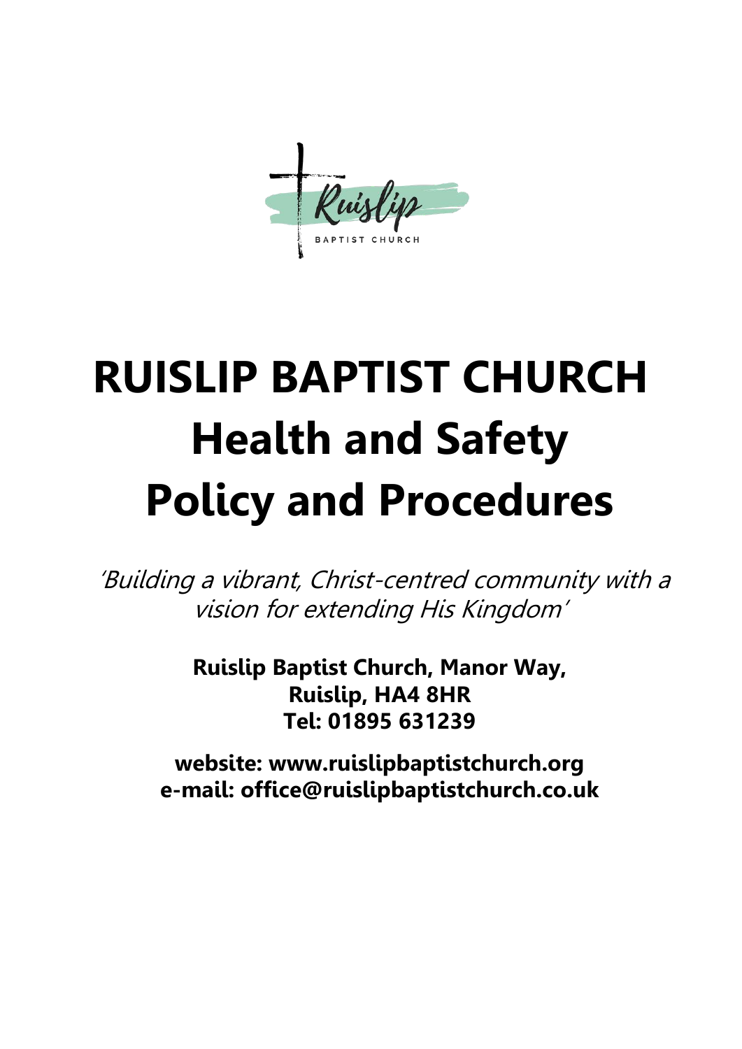# RUISLIP BAPTIST CHURCH
# Health and Safety
# Policy and Procedures

*'Building a vibrant, Christ-centred community with a vision for extending His Kingdom'*

**Ruislip Baptist Church, Manor Way,**
**Ruislip, HA4 8HR**
**Tel: 01895 631239**

**website: www.ruislipbaptistchurch.org**
**e-mail: office@ruislipbaptistchurch.co.uk**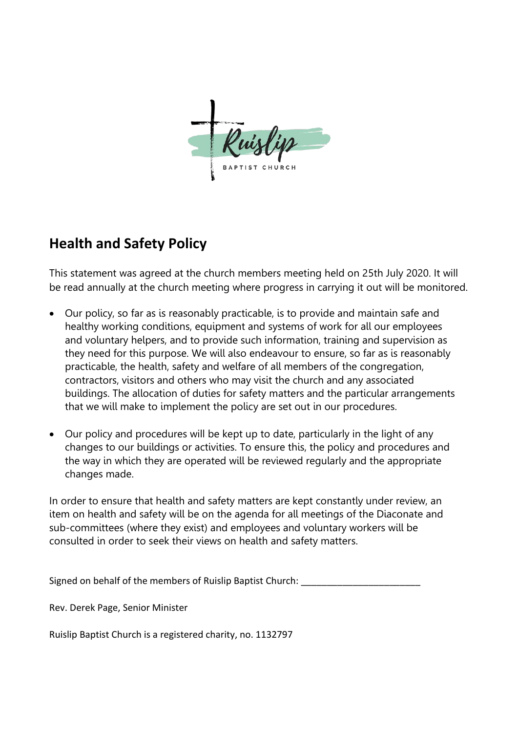## Health and Safety Policy

This statement was agreed at the church members meeting held on 25th July 2020. It will be read annually at the church meeting where progress in carrying it out will be monitored.

- Our policy, so far as is reasonably practicable, is to provide and maintain safe and healthy working conditions, equipment and systems of work for all our employees and voluntary helpers, and to provide such information, training and supervision as they need for this purpose. We will also endeavour to ensure, so far as is reasonably practicable, the health, safety and welfare of all members of the congregation, contractors, visitors and others who may visit the church and any associated buildings. The allocation of duties for safety matters and the particular arrangements that we will make to implement the policy are set out in our procedures.

- Our policy and procedures will be kept up to date, particularly in the light of any changes to our buildings or activities. To ensure this, the policy and procedures and the way in which they are operated will be reviewed regularly and the appropriate changes made.

In order to ensure that health and safety matters are kept constantly under review, an item on health and safety will be on the agenda for all meetings of the Diaconate and sub-committees (where they exist) and employees and voluntary workers will be consulted in order to seek their views on health and safety matters.

Signed on behalf of the members of Ruislip Baptist Church: ________________________

Rev. Derek Page, Senior Minister

Ruislip Baptist Church is a registered charity, no. 1132797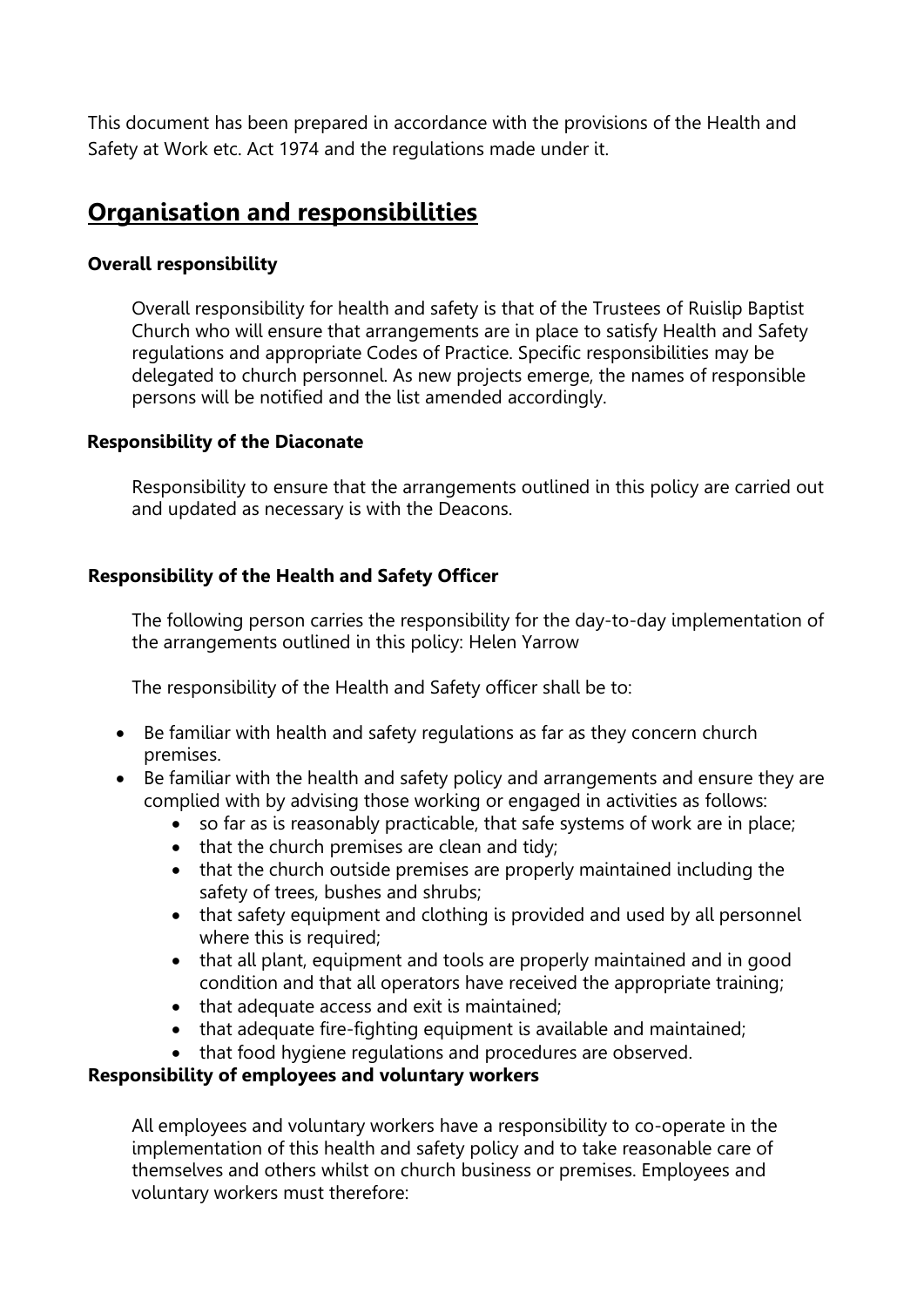This document has been prepared in accordance with the provisions of the Health and Safety at Work etc. Act 1974 and the regulations made under it.

## Organisation and responsibilities

### Overall responsibility

Overall responsibility for health and safety is that of the Trustees of Ruislip Baptist Church who will ensure that arrangements are in place to satisfy Health and Safety regulations and appropriate Codes of Practice. Specific responsibilities may be delegated to church personnel. As new projects emerge, the names of responsible persons will be notified and the list amended accordingly.

### Responsibility of the Diaconate

Responsibility to ensure that the arrangements outlined in this policy are carried out and updated as necessary is with the Deacons.

### Responsibility of the Health and Safety Officer

The following person carries the responsibility for the day-to-day implementation of the arrangements outlined in this policy: Helen Yarrow

The responsibility of the Health and Safety officer shall be to:

- Be familiar with health and safety regulations as far as they concern church premises.
- Be familiar with the health and safety policy and arrangements and ensure they are complied with by advising those working or engaged in activities as follows:
  - so far as is reasonably practicable, that safe systems of work are in place;
  - that the church premises are clean and tidy;
  - that the church outside premises are properly maintained including the safety of trees, bushes and shrubs;
  - that safety equipment and clothing is provided and used by all personnel where this is required;
  - that all plant, equipment and tools are properly maintained and in good condition and that all operators have received the appropriate training;
  - that adequate access and exit is maintained;
  - that adequate fire-fighting equipment is available and maintained;
  - that food hygiene regulations and procedures are observed.

### Responsibility of employees and voluntary workers

All employees and voluntary workers have a responsibility to co-operate in the implementation of this health and safety policy and to take reasonable care of themselves and others whilst on church business or premises. Employees and voluntary workers must therefore: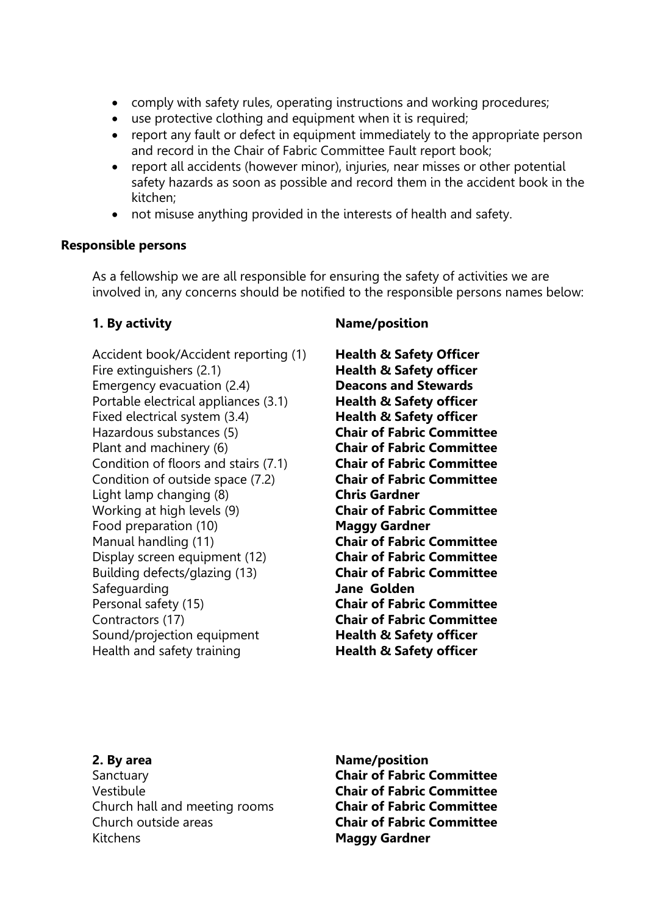- comply with safety rules, operating instructions and working procedures;
- use protective clothing and equipment when it is required;
- report any fault or defect in equipment immediately to the appropriate person and record in the Chair of Fabric Committee Fault report book;
- report all accidents (however minor), injuries, near misses or other potential safety hazards as soon as possible and record them in the accident book in the kitchen;
- not misuse anything provided in the interests of health and safety.

**Responsible persons**

As a fellowship we are all responsible for ensuring the safety of activities we are involved in, any concerns should be notified to the responsible persons names below:

| **1. By activity** | **Name/position** |
|---|---|
| Accident book/Accident reporting (1) | **Health & Safety Officer** |
| Fire extinguishers (2.1) | **Health & Safety officer** |
| Emergency evacuation (2.4) | **Deacons and Stewards** |
| Portable electrical appliances (3.1) | **Health & Safety officer** |
| Fixed electrical system (3.4) | **Health & Safety officer** |
| Hazardous substances (5) | **Chair of Fabric Committee** |
| Plant and machinery (6) | **Chair of Fabric Committee** |
| Condition of floors and stairs (7.1) | **Chair of Fabric Committee** |
| Condition of outside space (7.2) | **Chair of Fabric Committee** |
| Light lamp changing (8) | **Chris Gardner** |
| Working at high levels (9) | **Chair of Fabric Committee** |
| Food preparation (10) | **Maggy Gardner** |
| Manual handling (11) | **Chair of Fabric Committee** |
| Display screen equipment (12) | **Chair of Fabric Committee** |
| Building defects/glazing (13) | **Chair of Fabric Committee** |
| Safeguarding | **Jane Golden** |
| Personal safety (15) | **Chair of Fabric Committee** |
| Contractors (17) | **Chair of Fabric Committee** |
| Sound/projection equipment | **Health & Safety officer** |
| Health and safety training | **Health & Safety officer** |

| **2. By area** | **Name/position** |
|---|---|
| Sanctuary | **Chair of Fabric Committee** |
| Vestibule | **Chair of Fabric Committee** |
| Church hall and meeting rooms | **Chair of Fabric Committee** |
| Church outside areas | **Chair of Fabric Committee** |
| Kitchens | **Maggy Gardner** |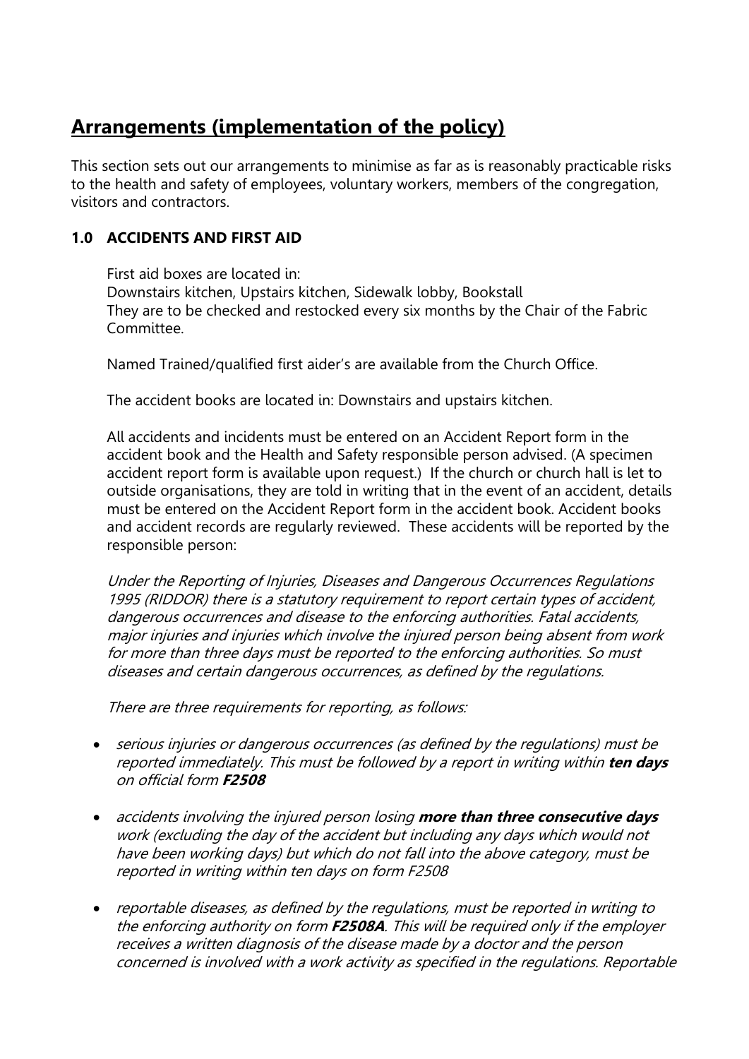# Arrangements (implementation of the policy)

This section sets out our arrangements to minimise as far as is reasonably practicable risks to the health and safety of employees, voluntary workers, members of the congregation, visitors and contractors.

### 1.0 ACCIDENTS AND FIRST AID

First aid boxes are located in:
Downstairs kitchen, Upstairs kitchen, Sidewalk lobby, Bookstall
They are to be checked and restocked every six months by the Chair of the Fabric Committee.

Named Trained/qualified first aider's are available from the Church Office.

The accident books are located in: Downstairs and upstairs kitchen.

All accidents and incidents must be entered on an Accident Report form in the accident book and the Health and Safety responsible person advised. (A specimen accident report form is available upon request.) If the church or church hall is let to outside organisations, they are told in writing that in the event of an accident, details must be entered on the Accident Report form in the accident book. Accident books and accident records are regularly reviewed. These accidents will be reported by the responsible person:

*Under the Reporting of Injuries, Diseases and Dangerous Occurrences Regulations 1995 (RIDDOR) there is a statutory requirement to report certain types of accident, dangerous occurrences and disease to the enforcing authorities. Fatal accidents, major injuries and injuries which involve the injured person being absent from work for more than three days must be reported to the enforcing authorities. So must diseases and certain dangerous occurrences, as defined by the regulations.*

*There are three requirements for reporting, as follows:*

- *serious injuries or dangerous occurrences (as defined by the regulations) must be reported immediately. This must be followed by a report in writing within **ten days** on official form **F2508***
- *accidents involving the injured person losing **more than three consecutive days** work (excluding the day of the accident but including any days which would not have been working days) but which do not fall into the above category, must be reported in writing within ten days on form F2508*
- *reportable diseases, as defined by the regulations, must be reported in writing to the enforcing authority on form **F2508A**. This will be required only if the employer receives a written diagnosis of the disease made by a doctor and the person concerned is involved with a work activity as specified in the regulations. Reportable*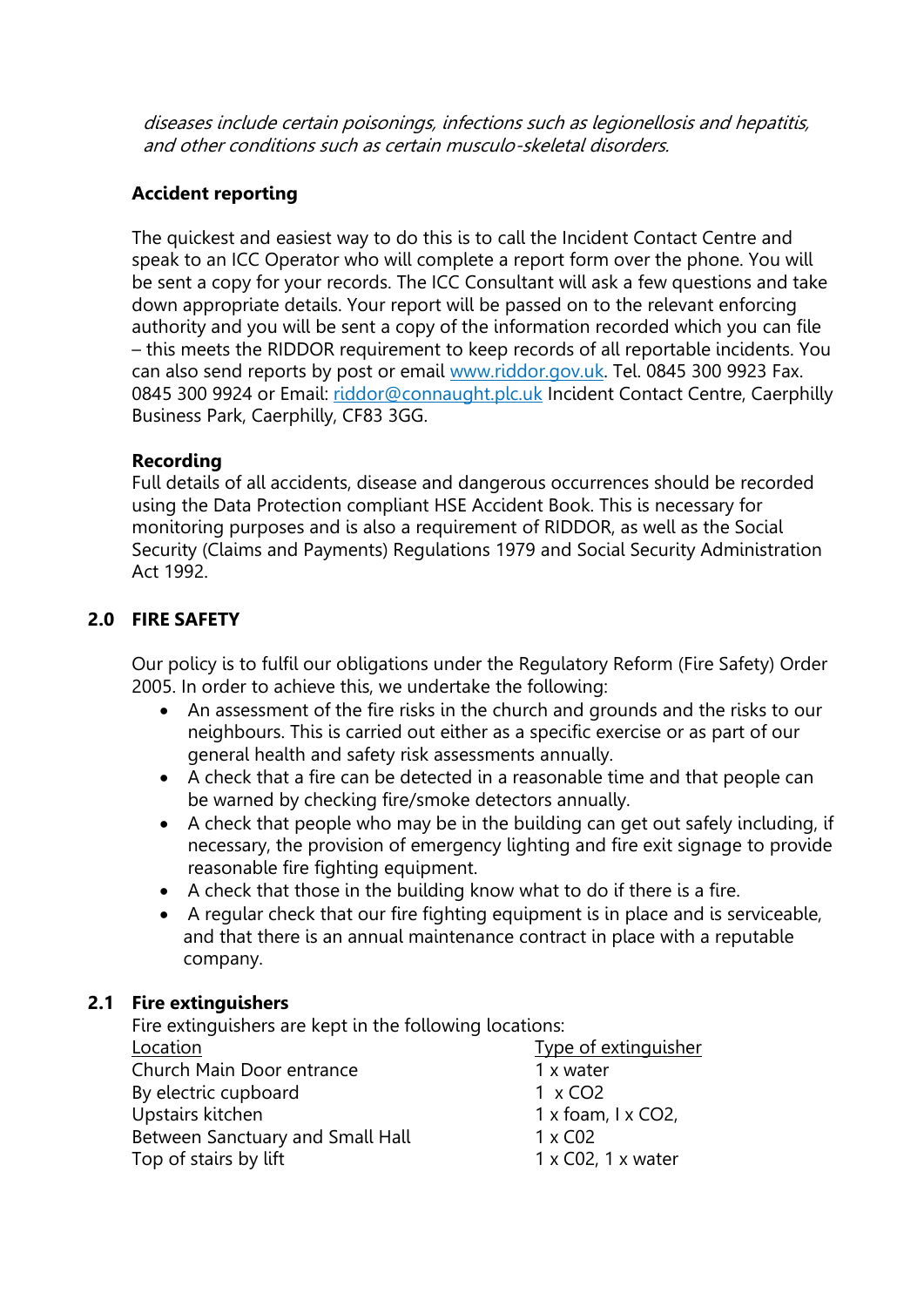*diseases include certain poisonings, infections such as legionellosis and hepatitis, and other conditions such as certain musculo-skeletal disorders.*

**Accident reporting**

The quickest and easiest way to do this is to call the Incident Contact Centre and speak to an ICC Operator who will complete a report form over the phone. You will be sent a copy for your records. The ICC Consultant will ask a few questions and take down appropriate details. Your report will be passed on to the relevant enforcing authority and you will be sent a copy of the information recorded which you can file – this meets the RIDDOR requirement to keep records of all reportable incidents. You can also send reports by post or email www.riddor.gov.uk. Tel. 0845 300 9923 Fax. 0845 300 9924 or Email: riddor@connaught.plc.uk Incident Contact Centre, Caerphilly Business Park, Caerphilly, CF83 3GG.

**Recording**

Full details of all accidents, disease and dangerous occurrences should be recorded using the Data Protection compliant HSE Accident Book. This is necessary for monitoring purposes and is also a requirement of RIDDOR, as well as the Social Security (Claims and Payments) Regulations 1979 and Social Security Administration Act 1992.

## 2.0 FIRE SAFETY

Our policy is to fulfil our obligations under the Regulatory Reform (Fire Safety) Order 2005. In order to achieve this, we undertake the following:

- An assessment of the fire risks in the church and grounds and the risks to our neighbours. This is carried out either as a specific exercise or as part of our general health and safety risk assessments annually.
- A check that a fire can be detected in a reasonable time and that people can be warned by checking fire/smoke detectors annually.
- A check that people who may be in the building can get out safely including, if necessary, the provision of emergency lighting and fire exit signage to provide reasonable fire fighting equipment.
- A check that those in the building know what to do if there is a fire.
- A regular check that our fire fighting equipment is in place and is serviceable, and that there is an annual maintenance contract in place with a reputable company.

### 2.1 Fire extinguishers

Fire extinguishers are kept in the following locations:

| Location | Type of extinguisher |
|---|---|
| Church Main Door entrance | 1 x water |
| By electric cupboard | 1 x CO2 |
| Upstairs kitchen | 1 x foam, I x CO2, |
| Between Sanctuary and Small Hall | 1 x C02 |
| Top of stairs by lift | 1 x C02, 1 x water |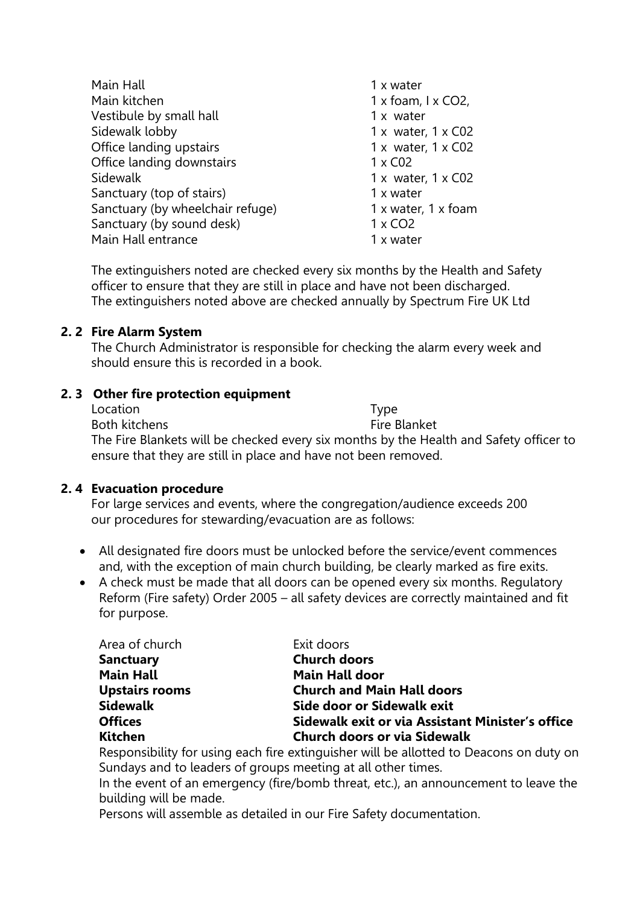| | |
|---|---|
| Main Hall | 1 x water |
| Main kitchen | 1 x foam, I x $CO_2$, |
| Vestibule by small hall | 1 x water |
| Sidewalk lobby | 1 x water, 1 x C02 |
| Office landing upstairs | 1 x water, 1 x C02 |
| Office landing downstairs | 1 x C02 |
| Sidewalk | 1 x water, 1 x C02 |
| Sanctuary (top of stairs) | 1 x water |
| Sanctuary (by wheelchair refuge) | 1 x water, 1 x foam |
| Sanctuary (by sound desk) | 1 x $CO_2$ |
| Main Hall entrance | 1 x water |

The extinguishers noted are checked every six months by the Health and Safety officer to ensure that they are still in place and have not been discharged.
The extinguishers noted above are checked annually by Spectrum Fire UK Ltd

### 2. 2 Fire Alarm System

The Church Administrator is responsible for checking the alarm every week and should ensure this is recorded in a book.

### 2. 3 Other fire protection equipment

| Location | Type |
|---|---|
| Both kitchens | Fire Blanket |

The Fire Blankets will be checked every six months by the Health and Safety officer to ensure that they are still in place and have not been removed.

### 2. 4 Evacuation procedure

For large services and events, where the congregation/audience exceeds 200 our procedures for stewarding/evacuation are as follows:

- All designated fire doors must be unlocked before the service/event commences and, with the exception of main church building, be clearly marked as fire exits.
- A check must be made that all doors can be opened every six months. Regulatory Reform (Fire safety) Order 2005 – all safety devices are correctly maintained and fit for purpose.

| Area of church | Exit doors |
|---|---|
| **Sanctuary** | **Church doors** |
| **Main Hall** | **Main Hall door** |
| **Upstairs rooms** | **Church and Main Hall doors** |
| **Sidewalk** | **Side door or Sidewalk exit** |
| **Offices** | **Sidewalk exit or via Assistant Minister's office** |
| **Kitchen** | **Church doors or via Sidewalk** |

Responsibility for using each fire extinguisher will be allotted to Deacons on duty on Sundays and to leaders of groups meeting at all other times.
In the event of an emergency (fire/bomb threat, etc.), an announcement to leave the building will be made.
Persons will assemble as detailed in our Fire Safety documentation.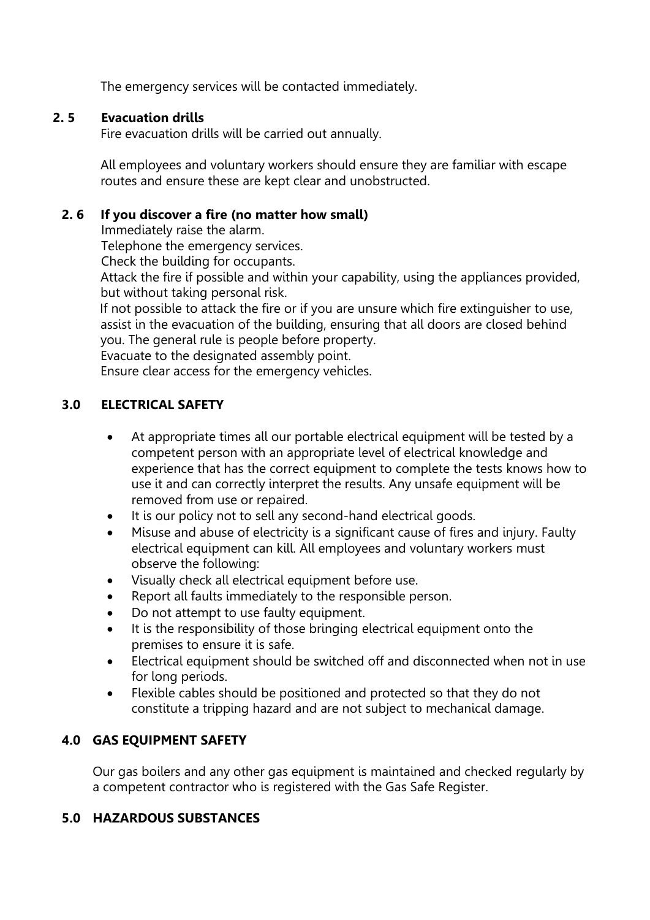The emergency services will be contacted immediately.

### 2. 5 Evacuation drills

Fire evacuation drills will be carried out annually.

All employees and voluntary workers should ensure they are familiar with escape routes and ensure these are kept clear and unobstructed.

### 2. 6 If you discover a fire (no matter how small)

Immediately raise the alarm.
Telephone the emergency services.
Check the building for occupants.
Attack the fire if possible and within your capability, using the appliances provided, but without taking personal risk.
If not possible to attack the fire or if you are unsure which fire extinguisher to use, assist in the evacuation of the building, ensuring that all doors are closed behind you. The general rule is people before property.
Evacuate to the designated assembly point.
Ensure clear access for the emergency vehicles.

## 3.0 ELECTRICAL SAFETY

- At appropriate times all our portable electrical equipment will be tested by a competent person with an appropriate level of electrical knowledge and experience that has the correct equipment to complete the tests knows how to use it and can correctly interpret the results. Any unsafe equipment will be removed from use or repaired.
- It is our policy not to sell any second-hand electrical goods.
- Misuse and abuse of electricity is a significant cause of fires and injury. Faulty electrical equipment can kill. All employees and voluntary workers must observe the following:
- Visually check all electrical equipment before use.
- Report all faults immediately to the responsible person.
- Do not attempt to use faulty equipment.
- It is the responsibility of those bringing electrical equipment onto the premises to ensure it is safe.
- Electrical equipment should be switched off and disconnected when not in use for long periods.
- Flexible cables should be positioned and protected so that they do not constitute a tripping hazard and are not subject to mechanical damage.

## 4.0 GAS EQUIPMENT SAFETY

Our gas boilers and any other gas equipment is maintained and checked regularly by a competent contractor who is registered with the Gas Safe Register.

## 5.0 HAZARDOUS SUBSTANCES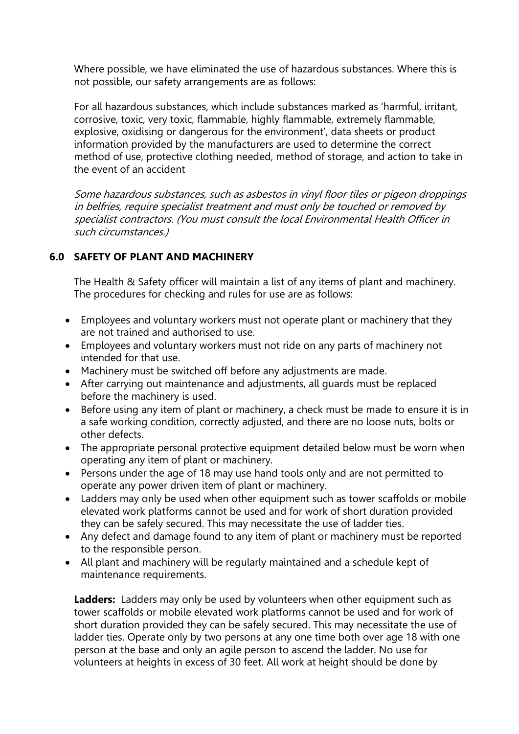Where possible, we have eliminated the use of hazardous substances. Where this is not possible, our safety arrangements are as follows:

For all hazardous substances, which include substances marked as 'harmful, irritant, corrosive, toxic, very toxic, flammable, highly flammable, extremely flammable, explosive, oxidising or dangerous for the environment', data sheets or product information provided by the manufacturers are used to determine the correct method of use, protective clothing needed, method of storage, and action to take in the event of an accident

*Some hazardous substances, such as asbestos in vinyl floor tiles or pigeon droppings in belfries, require specialist treatment and must only be touched or removed by specialist contractors. (You must consult the local Environmental Health Officer in such circumstances.)*

## 6.0 SAFETY OF PLANT AND MACHINERY

The Health & Safety officer will maintain a list of any items of plant and machinery. The procedures for checking and rules for use are as follows:

- Employees and voluntary workers must not operate plant or machinery that they are not trained and authorised to use.
- Employees and voluntary workers must not ride on any parts of machinery not intended for that use.
- Machinery must be switched off before any adjustments are made.
- After carrying out maintenance and adjustments, all guards must be replaced before the machinery is used.
- Before using any item of plant or machinery, a check must be made to ensure it is in a safe working condition, correctly adjusted, and there are no loose nuts, bolts or other defects.
- The appropriate personal protective equipment detailed below must be worn when operating any item of plant or machinery.
- Persons under the age of 18 may use hand tools only and are not permitted to operate any power driven item of plant or machinery.
- Ladders may only be used when other equipment such as tower scaffolds or mobile elevated work platforms cannot be used and for work of short duration provided they can be safely secured. This may necessitate the use of ladder ties.
- Any defect and damage found to any item of plant or machinery must be reported to the responsible person.
- All plant and machinery will be regularly maintained and a schedule kept of maintenance requirements.

**Ladders:** Ladders may only be used by volunteers when other equipment such as tower scaffolds or mobile elevated work platforms cannot be used and for work of short duration provided they can be safely secured. This may necessitate the use of ladder ties. Operate only by two persons at any one time both over age 18 with one person at the base and only an agile person to ascend the ladder. No use for volunteers at heights in excess of 30 feet. All work at height should be done by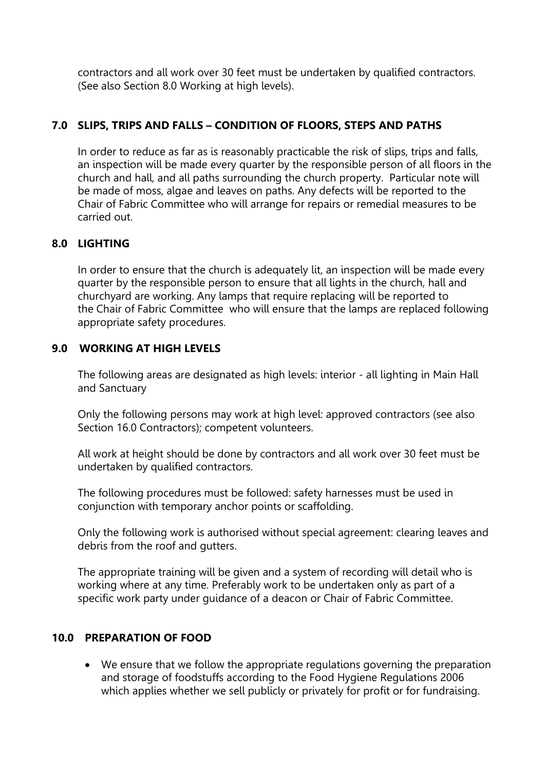contractors and all work over 30 feet must be undertaken by qualified contractors. (See also Section 8.0 Working at high levels).

## 7.0 SLIPS, TRIPS AND FALLS – CONDITION OF FLOORS, STEPS AND PATHS

In order to reduce as far as is reasonably practicable the risk of slips, trips and falls, an inspection will be made every quarter by the responsible person of all floors in the church and hall, and all paths surrounding the church property. Particular note will be made of moss, algae and leaves on paths. Any defects will be reported to the Chair of Fabric Committee who will arrange for repairs or remedial measures to be carried out.

## 8.0 LIGHTING

In order to ensure that the church is adequately lit, an inspection will be made every quarter by the responsible person to ensure that all lights in the church, hall and churchyard are working. Any lamps that require replacing will be reported to the Chair of Fabric Committee who will ensure that the lamps are replaced following appropriate safety procedures.

## 9.0 WORKING AT HIGH LEVELS

The following areas are designated as high levels: interior - all lighting in Main Hall and Sanctuary

Only the following persons may work at high level: approved contractors (see also Section 16.0 Contractors); competent volunteers.

All work at height should be done by contractors and all work over 30 feet must be undertaken by qualified contractors.

The following procedures must be followed: safety harnesses must be used in conjunction with temporary anchor points or scaffolding.

Only the following work is authorised without special agreement: clearing leaves and debris from the roof and gutters.

The appropriate training will be given and a system of recording will detail who is working where at any time. Preferably work to be undertaken only as part of a specific work party under guidance of a deacon or Chair of Fabric Committee.

## 10.0 PREPARATION OF FOOD

- We ensure that we follow the appropriate regulations governing the preparation and storage of foodstuffs according to the Food Hygiene Regulations 2006 which applies whether we sell publicly or privately for profit or for fundraising.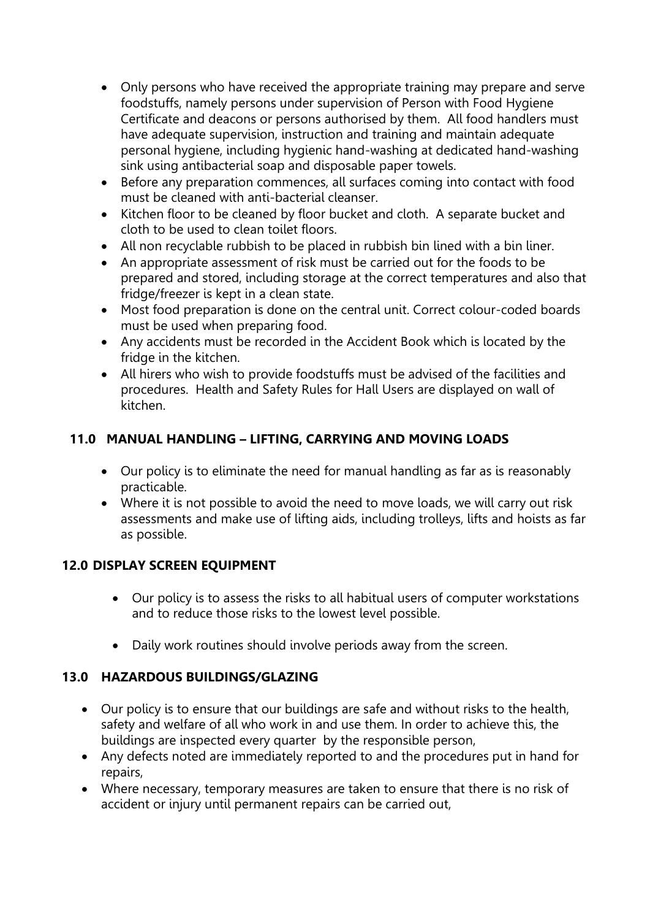- Only persons who have received the appropriate training may prepare and serve foodstuffs, namely persons under supervision of Person with Food Hygiene Certificate and deacons or persons authorised by them. All food handlers must have adequate supervision, instruction and training and maintain adequate personal hygiene, including hygienic hand-washing at dedicated hand-washing sink using antibacterial soap and disposable paper towels.
- Before any preparation commences, all surfaces coming into contact with food must be cleaned with anti-bacterial cleanser.
- Kitchen floor to be cleaned by floor bucket and cloth. A separate bucket and cloth to be used to clean toilet floors.
- All non recyclable rubbish to be placed in rubbish bin lined with a bin liner.
- An appropriate assessment of risk must be carried out for the foods to be prepared and stored, including storage at the correct temperatures and also that fridge/freezer is kept in a clean state.
- Most food preparation is done on the central unit. Correct colour-coded boards must be used when preparing food.
- Any accidents must be recorded in the Accident Book which is located by the fridge in the kitchen.
- All hirers who wish to provide foodstuffs must be advised of the facilities and procedures. Health and Safety Rules for Hall Users are displayed on wall of kitchen.

## 11.0 MANUAL HANDLING – LIFTING, CARRYING AND MOVING LOADS

- Our policy is to eliminate the need for manual handling as far as is reasonably practicable.
- Where it is not possible to avoid the need to move loads, we will carry out risk assessments and make use of lifting aids, including trolleys, lifts and hoists as far as possible.

## 12.0 DISPLAY SCREEN EQUIPMENT

- Our policy is to assess the risks to all habitual users of computer workstations and to reduce those risks to the lowest level possible.
- Daily work routines should involve periods away from the screen.

## 13.0 HAZARDOUS BUILDINGS/GLAZING

- Our policy is to ensure that our buildings are safe and without risks to the health, safety and welfare of all who work in and use them. In order to achieve this, the buildings are inspected every quarter by the responsible person,
- Any defects noted are immediately reported to and the procedures put in hand for repairs,
- Where necessary, temporary measures are taken to ensure that there is no risk of accident or injury until permanent repairs can be carried out,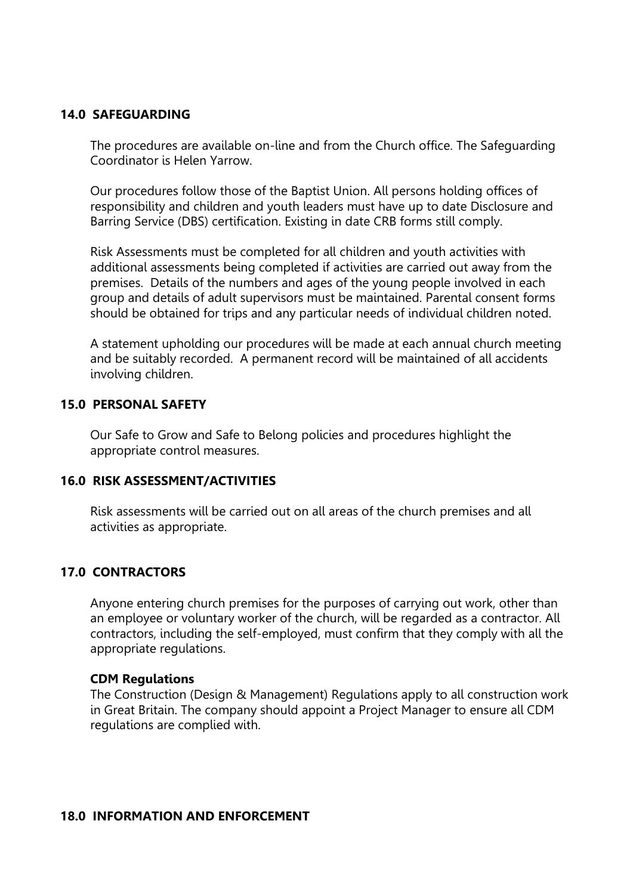## 14.0 SAFEGUARDING

The procedures are available on-line and from the Church office. The Safeguarding Coordinator is Helen Yarrow.

Our procedures follow those of the Baptist Union. All persons holding offices of responsibility and children and youth leaders must have up to date Disclosure and Barring Service (DBS) certification. Existing in date CRB forms still comply.

Risk Assessments must be completed for all children and youth activities with additional assessments being completed if activities are carried out away from the premises. Details of the numbers and ages of the young people involved in each group and details of adult supervisors must be maintained. Parental consent forms should be obtained for trips and any particular needs of individual children noted.

A statement upholding our procedures will be made at each annual church meeting and be suitably recorded. A permanent record will be maintained of all accidents involving children.

## 15.0 PERSONAL SAFETY

Our Safe to Grow and Safe to Belong policies and procedures highlight the appropriate control measures.

## 16.0 RISK ASSESSMENT/ACTIVITIES

Risk assessments will be carried out on all areas of the church premises and all activities as appropriate.

## 17.0 CONTRACTORS

Anyone entering church premises for the purposes of carrying out work, other than an employee or voluntary worker of the church, will be regarded as a contractor. All contractors, including the self-employed, must confirm that they comply with all the appropriate regulations.

**CDM Regulations**
The Construction (Design & Management) Regulations apply to all construction work in Great Britain. The company should appoint a Project Manager to ensure all CDM regulations are complied with.

## 18.0 INFORMATION AND ENFORCEMENT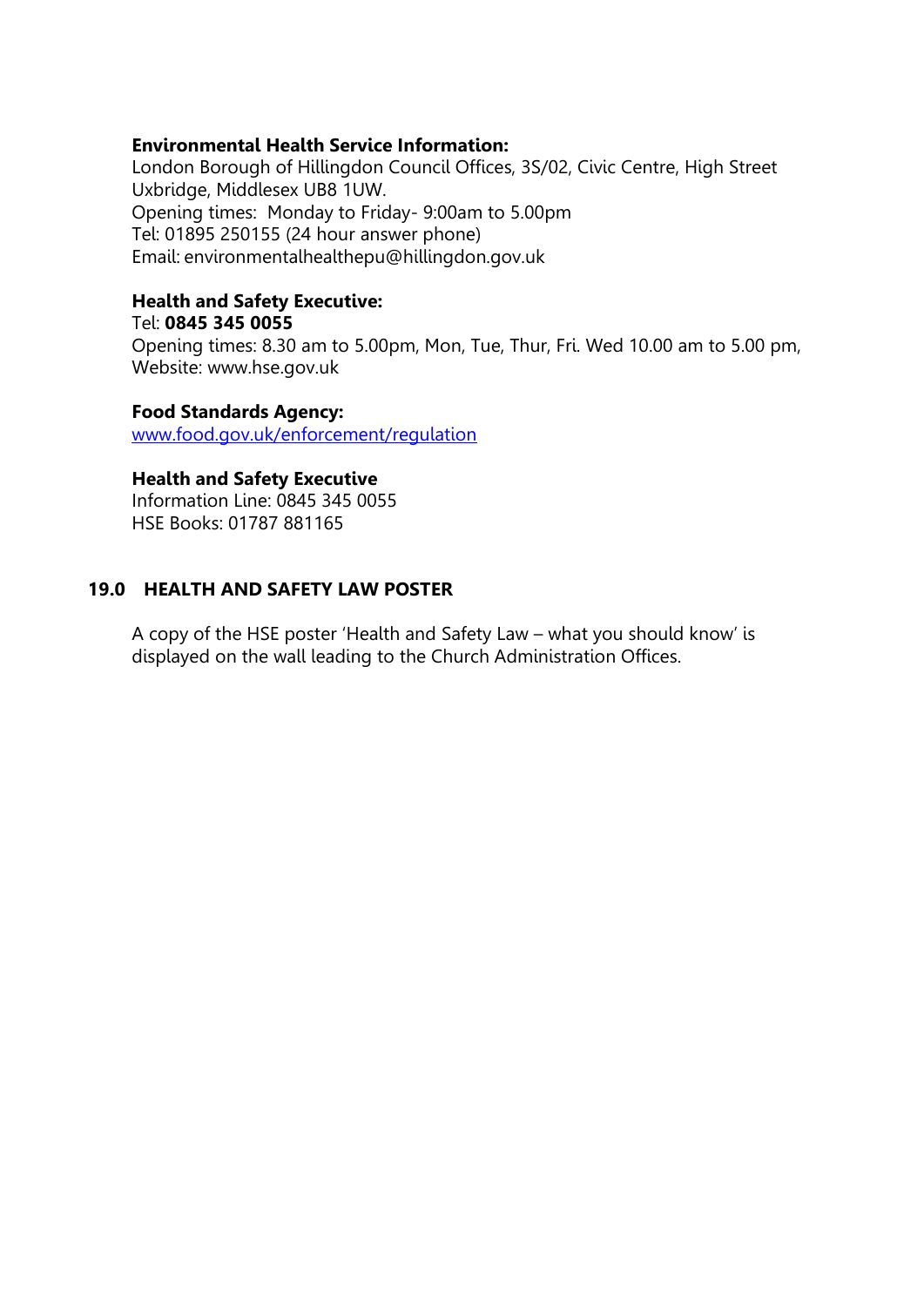**Environmental Health Service Information:**
London Borough of Hillingdon Council Offices, 3S/02, Civic Centre, High Street Uxbridge, Middlesex UB8 1UW.
Opening times: Monday to Friday- 9:00am to 5.00pm
Tel: 01895 250155 (24 hour answer phone)
Email: environmentalhealthepu@hillingdon.gov.uk

**Health and Safety Executive:**
Tel: **0845 345 0055**
Opening times: 8.30 am to 5.00pm, Mon, Tue, Thur, Fri. Wed 10.00 am to 5.00 pm,
Website: www.hse.gov.uk

**Food Standards Agency:**
www.food.gov.uk/enforcement/regulation

**Health and Safety Executive**
Information Line: 0845 345 0055
HSE Books: 01787 881165

## 19.0 HEALTH AND SAFETY LAW POSTER

A copy of the HSE poster 'Health and Safety Law – what you should know' is displayed on the wall leading to the Church Administration Offices.